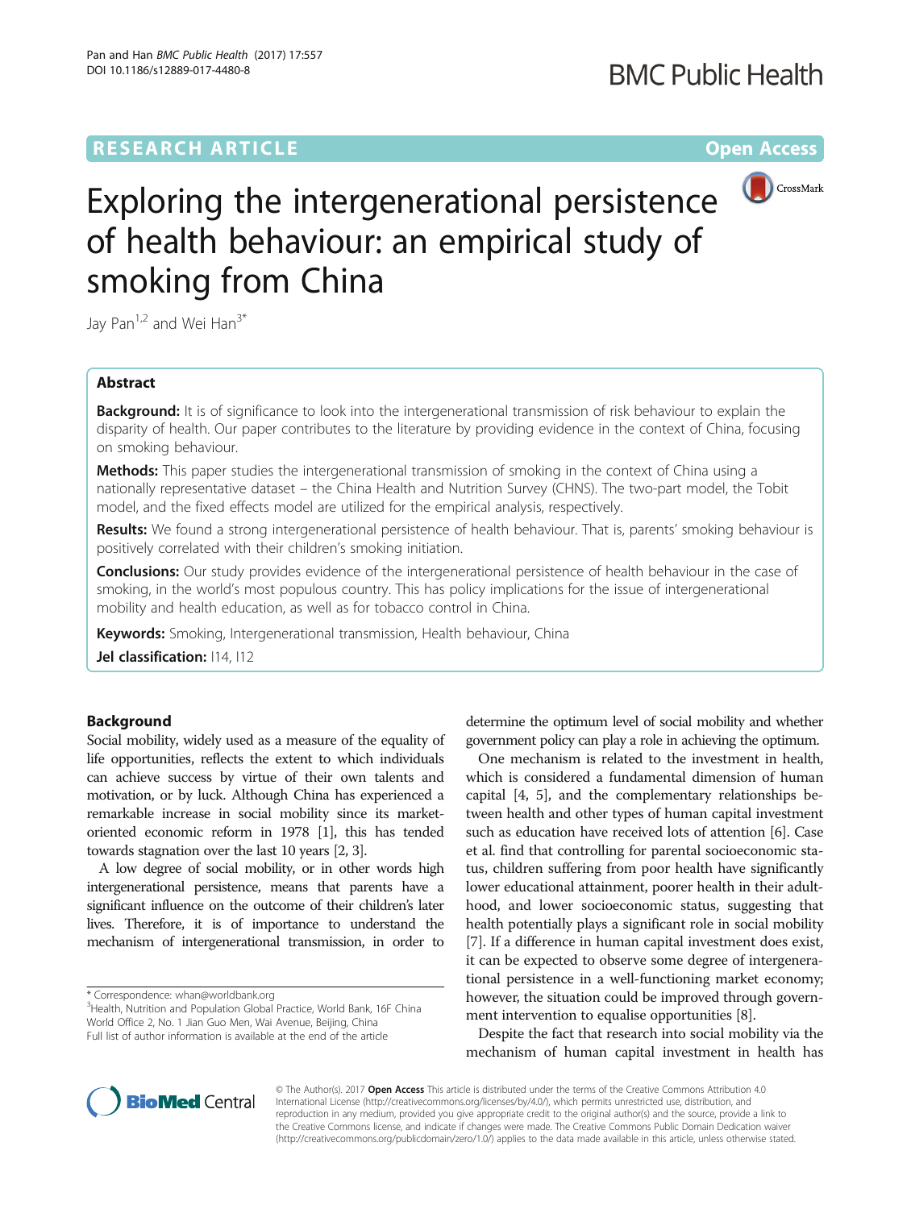RESEARCH ARTICLE

Open Access

# Exploring the intergenerational persistence of health behaviour: an empirical study of smoking from China

Jay Pan[1,2] and Wei Han[3*]

## Abstract

**Background:** It is of significance to look into the intergenerational transmission of risk behaviour to explain the disparity of health. Our paper contributes to the literature by providing evidence in the context of China, focusing on smoking behaviour.

**Methods:** This paper studies the intergenerational transmission of smoking in the context of China using a nationally representative dataset – the China Health and Nutrition Survey (CHNS). The two-part model, the Tobit model, and the fixed effects model are utilized for the empirical analysis, respectively.

**Results:** We found a strong intergenerational persistence of health behaviour. That is, parents' smoking behaviour is positively correlated with their children's smoking initiation.

**Conclusions:** Our study provides evidence of the intergenerational persistence of health behaviour in the case of smoking, in the world's most populous country. This has policy implications for the issue of intergenerational mobility and health education, as well as for tobacco control in China.

**Keywords:** Smoking, Intergenerational transmission, Health behaviour, China

**Jel classification:** I14, I12

## Background

Social mobility, widely used as a measure of the equality of life opportunities, reflects the extent to which individuals can achieve success by virtue of their own talents and motivation, or by luck. Although China has experienced a remarkable increase in social mobility since its market-oriented economic reform in 1978 [1], this has tended towards stagnation over the last 10 years [2, 3].

A low degree of social mobility, or in other words high intergenerational persistence, means that parents have a significant influence on the outcome of their children's later lives. Therefore, it is of importance to understand the mechanism of intergenerational transmission, in order to determine the optimum level of social mobility and whether government policy can play a role in achieving the optimum.

One mechanism is related to the investment in health, which is considered a fundamental dimension of human capital [4, 5], and the complementary relationships between health and other types of human capital investment such as education have received lots of attention [6]. Case et al. find that controlling for parental socioeconomic status, children suffering from poor health have significantly lower educational attainment, poorer health in their adulthood, and lower socioeconomic status, suggesting that health potentially plays a significant role in social mobility [7]. If a difference in human capital investment does exist, it can be expected to observe some degree of intergenerational persistence in a well-functioning market economy; however, the situation could be improved through government intervention to equalise opportunities [8].

Despite the fact that research into social mobility via the mechanism of human capital investment in health has

\* Correspondence: whan@worldbank.org

[3]Health, Nutrition and Population Global Practice, World Bank, 16F China World Office 2, No. 1 Jian Guo Men, Wai Avenue, Beijing, China

Full list of author information is available at the end of the article

© The Author(s). 2017 **Open Access** This article is distributed under the terms of the Creative Commons Attribution 4.0 International License (http://creativecommons.org/licenses/by/4.0/), which permits unrestricted use, distribution, and reproduction in any medium, provided you give appropriate credit to the original author(s) and the source, provide a link to the Creative Commons license, and indicate if changes were made. The Creative Commons Public Domain Dedication waiver (http://creativecommons.org/publicdomain/zero/1.0/) applies to the data made available in this article, unless otherwise stated.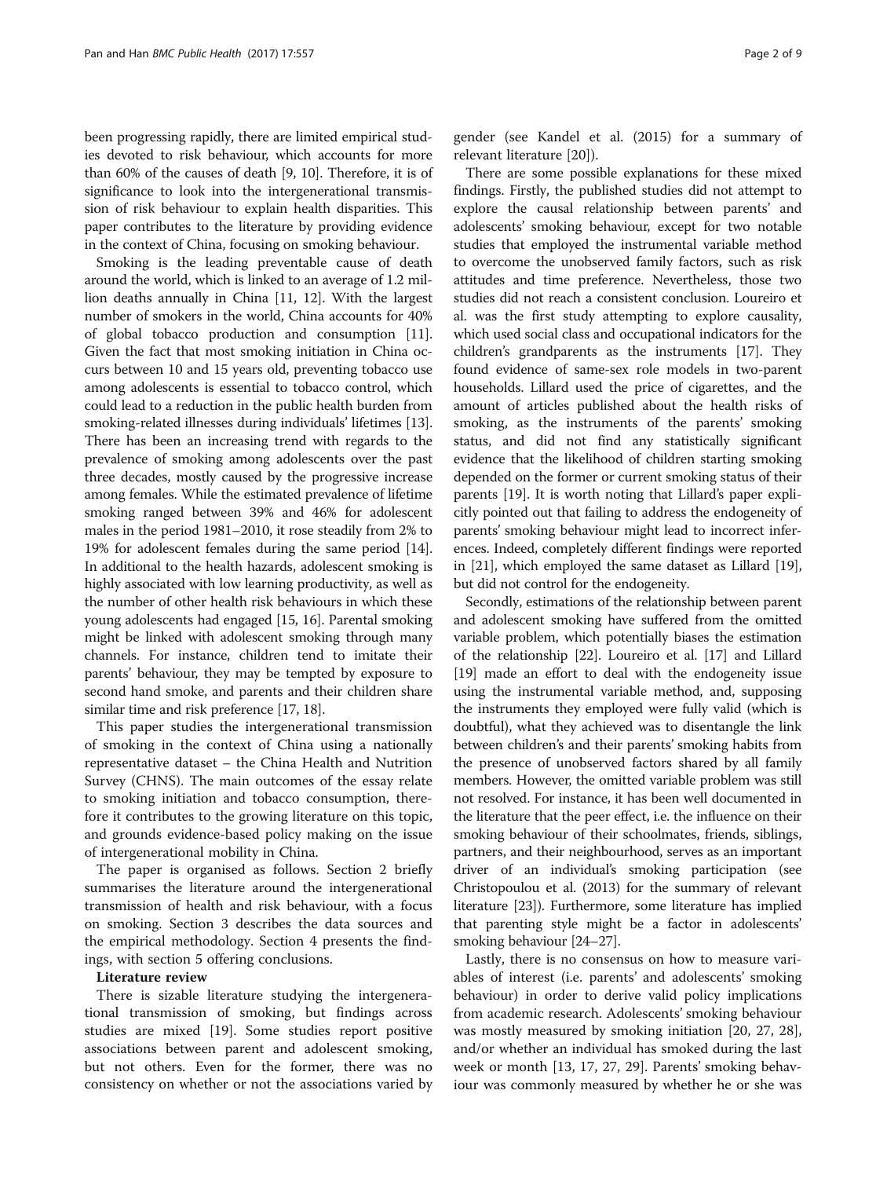been progressing rapidly, there are limited empirical studies devoted to risk behaviour, which accounts for more than 60% of the causes of death [9, 10]. Therefore, it is of significance to look into the intergenerational transmission of risk behaviour to explain health disparities. This paper contributes to the literature by providing evidence in the context of China, focusing on smoking behaviour.

Smoking is the leading preventable cause of death around the world, which is linked to an average of 1.2 million deaths annually in China [11, 12]. With the largest number of smokers in the world, China accounts for 40% of global tobacco production and consumption [11]. Given the fact that most smoking initiation in China occurs between 10 and 15 years old, preventing tobacco use among adolescents is essential to tobacco control, which could lead to a reduction in the public health burden from smoking-related illnesses during individuals' lifetimes [13]. There has been an increasing trend with regards to the prevalence of smoking among adolescents over the past three decades, mostly caused by the progressive increase among females. While the estimated prevalence of lifetime smoking ranged between 39% and 46% for adolescent males in the period 1981–2010, it rose steadily from 2% to 19% for adolescent females during the same period [14]. In additional to the health hazards, adolescent smoking is highly associated with low learning productivity, as well as the number of other health risk behaviours in which these young adolescents had engaged [15, 16]. Parental smoking might be linked with adolescent smoking through many channels. For instance, children tend to imitate their parents' behaviour, they may be tempted by exposure to second hand smoke, and parents and their children share similar time and risk preference [17, 18].

This paper studies the intergenerational transmission of smoking in the context of China using a nationally representative dataset – the China Health and Nutrition Survey (CHNS). The main outcomes of the essay relate to smoking initiation and tobacco consumption, therefore it contributes to the growing literature on this topic, and grounds evidence-based policy making on the issue of intergenerational mobility in China.

The paper is organised as follows. Section 2 briefly summarises the literature around the intergenerational transmission of health and risk behaviour, with a focus on smoking. Section 3 describes the data sources and the empirical methodology. Section 4 presents the findings, with section 5 offering conclusions.

## Literature review

There is sizable literature studying the intergenerational transmission of smoking, but findings across studies are mixed [19]. Some studies report positive associations between parent and adolescent smoking, but not others. Even for the former, there was no consistency on whether or not the associations varied by gender (see Kandel et al. (2015) for a summary of relevant literature [20]).

There are some possible explanations for these mixed findings. Firstly, the published studies did not attempt to explore the causal relationship between parents' and adolescents' smoking behaviour, except for two notable studies that employed the instrumental variable method to overcome the unobserved family factors, such as risk attitudes and time preference. Nevertheless, those two studies did not reach a consistent conclusion. Loureiro et al. was the first study attempting to explore causality, which used social class and occupational indicators for the children's grandparents as the instruments [17]. They found evidence of same-sex role models in two-parent households. Lillard used the price of cigarettes, and the amount of articles published about the health risks of smoking, as the instruments of the parents' smoking status, and did not find any statistically significant evidence that the likelihood of children starting smoking depended on the former or current smoking status of their parents [19]. It is worth noting that Lillard's paper explicitly pointed out that failing to address the endogeneity of parents' smoking behaviour might lead to incorrect inferences. Indeed, completely different findings were reported in [21], which employed the same dataset as Lillard [19], but did not control for the endogeneity.

Secondly, estimations of the relationship between parent and adolescent smoking have suffered from the omitted variable problem, which potentially biases the estimation of the relationship [22]. Loureiro et al. [17] and Lillard [19] made an effort to deal with the endogeneity issue using the instrumental variable method, and, supposing the instruments they employed were fully valid (which is doubtful), what they achieved was to disentangle the link between children's and their parents' smoking habits from the presence of unobserved factors shared by all family members. However, the omitted variable problem was still not resolved. For instance, it has been well documented in the literature that the peer effect, i.e. the influence on their smoking behaviour of their schoolmates, friends, siblings, partners, and their neighbourhood, serves as an important driver of an individual's smoking participation (see Christopoulou et al. (2013) for the summary of relevant literature [23]). Furthermore, some literature has implied that parenting style might be a factor in adolescents' smoking behaviour [24–27].

Lastly, there is no consensus on how to measure variables of interest (i.e. parents' and adolescents' smoking behaviour) in order to derive valid policy implications from academic research. Adolescents' smoking behaviour was mostly measured by smoking initiation [20, 27, 28], and/or whether an individual has smoked during the last week or month [13, 17, 27, 29]. Parents' smoking behaviour was commonly measured by whether he or she was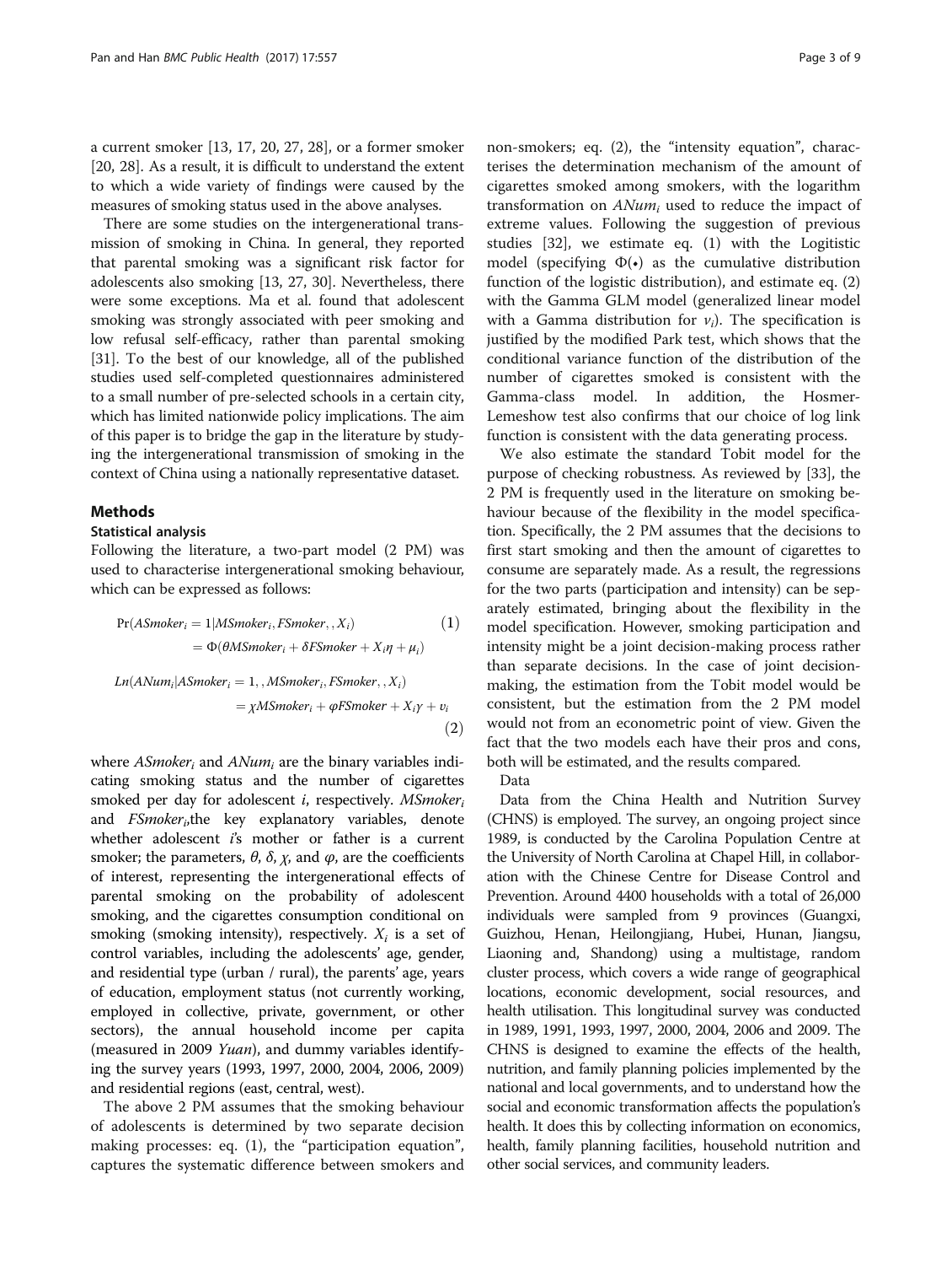a current smoker [13, 17, 20, 27, 28], or a former smoker [20, 28]. As a result, it is difficult to understand the extent to which a wide variety of findings were caused by the measures of smoking status used in the above analyses.

There are some studies on the intergenerational transmission of smoking in China. In general, they reported that parental smoking was a significant risk factor for adolescents also smoking [13, 27, 30]. Nevertheless, there were some exceptions. Ma et al. found that adolescent smoking was strongly associated with peer smoking and low refusal self-efficacy, rather than parental smoking [31]. To the best of our knowledge, all of the published studies used self-completed questionnaires administered to a small number of pre-selected schools in a certain city, which has limited nationwide policy implications. The aim of this paper is to bridge the gap in the literature by studying the intergenerational transmission of smoking in the context of China using a nationally representative dataset.

## Methods

### Statistical analysis

Following the literature, a two-part model (2 PM) was used to characterise intergenerational smoking behaviour, which can be expressed as follows:

$$\Pr(ASmoker_i = 1 | MSmoker_i, FSmoker, , X_i) = \Phi(\theta MSmoker_i + \delta FSmoker + X_i\eta + \mu_i) \tag{1}$$

$$Ln(ANum_i | ASmoker_i = 1, , MSmoker_i, FSmoker, , X_i) = \chi MSmoker_i + \varphi FSmoker + X_i\gamma + \upsilon_i \tag{2}$$

where $ASmoker_i$ and $ANum_i$ are the binary variables indicating smoking status and the number of cigarettes smoked per day for adolescent $i$, respectively. $MSmoker_i$ and $FSmoker_i$, the key explanatory variables, denote whether adolescent $i$'s mother or father is a current smoker; the parameters, $\theta$, $\delta$, $\chi$, and $\varphi$, are the coefficients of interest, representing the intergenerational effects of parental smoking on the probability of adolescent smoking, and the cigarettes consumption conditional on smoking (smoking intensity), respectively. $X_i$ is a set of control variables, including the adolescents' age, gender, and residential type (urban / rural), the parents' age, years of education, employment status (not currently working, employed in collective, private, government, or other sectors), the annual household income per capita (measured in 2009 *Yuan*), and dummy variables identifying the survey years (1993, 1997, 2000, 2004, 2006, 2009) and residential regions (east, central, west).

The above 2 PM assumes that the smoking behaviour of adolescents is determined by two separate decision making processes: eq. (1), the "participation equation", captures the systematic difference between smokers and non-smokers; eq. (2), the "intensity equation", characterises the determination mechanism of the amount of cigarettes smoked among smokers, with the logarithm transformation on $ANum_i$ used to reduce the impact of extreme values. Following the suggestion of previous studies [32], we estimate eq. (1) with the Logitistic model (specifying $\Phi(\bullet)$ as the cumulative distribution function of the logistic distribution), and estimate eq. (2) with the Gamma GLM model (generalized linear model with a Gamma distribution for $\nu_i$). The specification is justified by the modified Park test, which shows that the conditional variance function of the distribution of the number of cigarettes smoked is consistent with the Gamma-class model. In addition, the Hosmer-Lemeshow test also confirms that our choice of log link function is consistent with the data generating process.

We also estimate the standard Tobit model for the purpose of checking robustness. As reviewed by [33], the 2 PM is frequently used in the literature on smoking behaviour because of the flexibility in the model specification. Specifically, the 2 PM assumes that the decisions to first start smoking and then the amount of cigarettes to consume are separately made. As a result, the regressions for the two parts (participation and intensity) can be separately estimated, bringing about the flexibility in the model specification. However, smoking participation and intensity might be a joint decision-making process rather than separate decisions. In the case of joint decision-making, the estimation from the Tobit model would be consistent, but the estimation from the 2 PM model would not from an econometric point of view. Given the fact that the two models each have their pros and cons, both will be estimated, and the results compared.

### Data

Data from the China Health and Nutrition Survey (CHNS) is employed. The survey, an ongoing project since 1989, is conducted by the Carolina Population Centre at the University of North Carolina at Chapel Hill, in collaboration with the Chinese Centre for Disease Control and Prevention. Around 4400 households with a total of 26,000 individuals were sampled from 9 provinces (Guangxi, Guizhou, Henan, Heilongjiang, Hubei, Hunan, Jiangsu, Liaoning and, Shandong) using a multistage, random cluster process, which covers a wide range of geographical locations, economic development, social resources, and health utilisation. This longitudinal survey was conducted in 1989, 1991, 1993, 1997, 2000, 2004, 2006 and 2009. The CHNS is designed to examine the effects of the health, nutrition, and family planning policies implemented by the national and local governments, and to understand how the social and economic transformation affects the population's health. It does this by collecting information on economics, health, family planning facilities, household nutrition and other social services, and community leaders.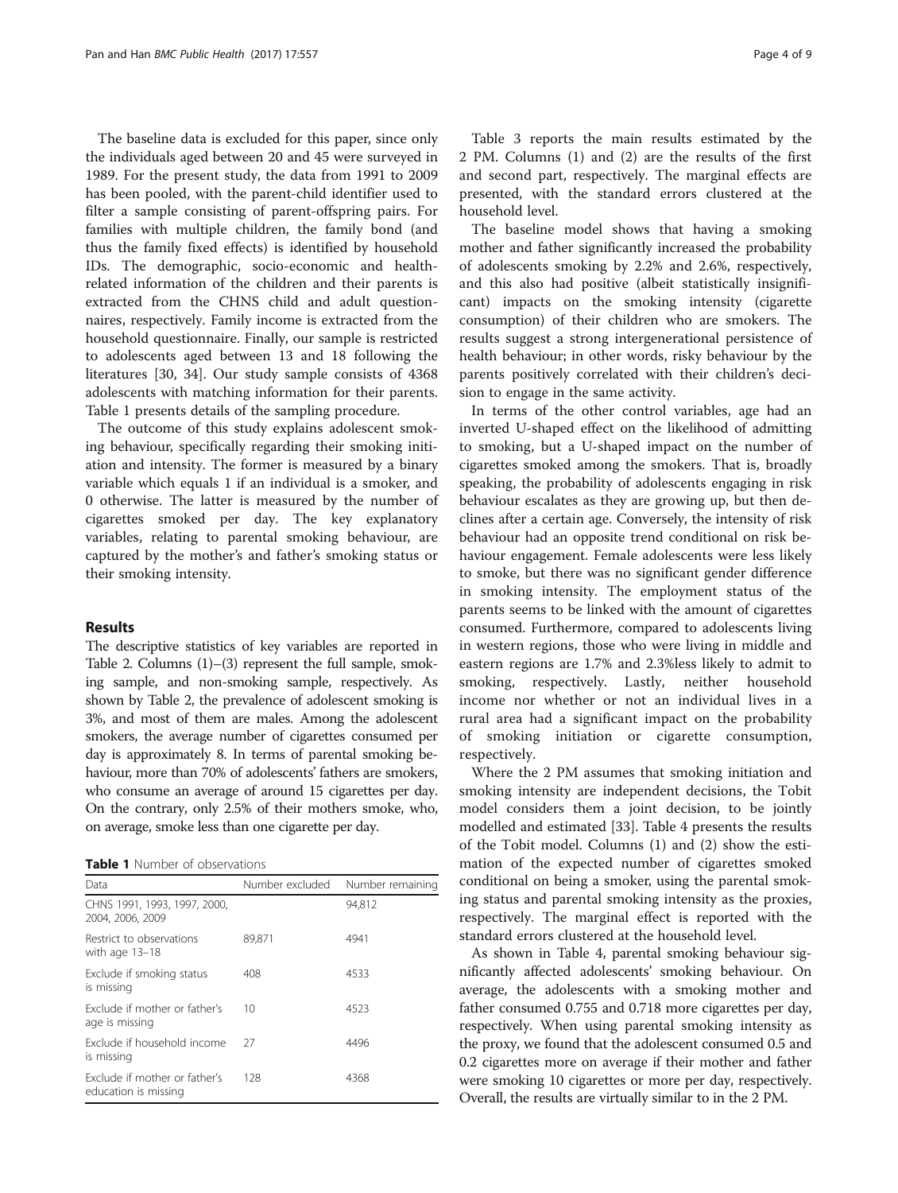The baseline data is excluded for this paper, since only the individuals aged between 20 and 45 were surveyed in 1989. For the present study, the data from 1991 to 2009 has been pooled, with the parent-child identifier used to filter a sample consisting of parent-offspring pairs. For families with multiple children, the family bond (and thus the family fixed effects) is identified by household IDs. The demographic, socio-economic and health-related information of the children and their parents is extracted from the CHNS child and adult questionnaires, respectively. Family income is extracted from the household questionnaire. Finally, our sample is restricted to adolescents aged between 13 and 18 following the literatures [30, 34]. Our study sample consists of 4368 adolescents with matching information for their parents. Table 1 presents details of the sampling procedure.

The outcome of this study explains adolescent smoking behaviour, specifically regarding their smoking initiation and intensity. The former is measured by a binary variable which equals 1 if an individual is a smoker, and 0 otherwise. The latter is measured by the number of cigarettes smoked per day. The key explanatory variables, relating to parental smoking behaviour, are captured by the mother's and father's smoking status or their smoking intensity.

## Results

The descriptive statistics of key variables are reported in Table 2. Columns (1)–(3) represent the full sample, smoking sample, and non-smoking sample, respectively. As shown by Table 2, the prevalence of adolescent smoking is 3%, and most of them are males. Among the adolescent smokers, the average number of cigarettes consumed per day is approximately 8. In terms of parental smoking behaviour, more than 70% of adolescents' fathers are smokers, who consume an average of around 15 cigarettes per day. On the contrary, only 2.5% of their mothers smoke, who, on average, smoke less than one cigarette per day.

**Table 1** Number of observations

| Data | Number excluded | Number remaining |
|---|---|---|
| CHNS 1991, 1993, 1997, 2000, 2004, 2006, 2009 | | 94,812 |
| Restrict to observations with age 13–18 | 89,871 | 4941 |
| Exclude if smoking status is missing | 408 | 4533 |
| Exclude if mother or father's age is missing | 10 | 4523 |
| Exclude if household income is missing | 27 | 4496 |
| Exclude if mother or father's education is missing | 128 | 4368 |

Table 3 reports the main results estimated by the 2 PM. Columns (1) and (2) are the results of the first and second part, respectively. The marginal effects are presented, with the standard errors clustered at the household level.

The baseline model shows that having a smoking mother and father significantly increased the probability of adolescents smoking by 2.2% and 2.6%, respectively, and this also had positive (albeit statistically insignificant) impacts on the smoking intensity (cigarette consumption) of their children who are smokers. The results suggest a strong intergenerational persistence of health behaviour; in other words, risky behaviour by the parents positively correlated with their children's decision to engage in the same activity.

In terms of the other control variables, age had an inverted U-shaped effect on the likelihood of admitting to smoking, but a U-shaped impact on the number of cigarettes smoked among the smokers. That is, broadly speaking, the probability of adolescents engaging in risk behaviour escalates as they are growing up, but then declines after a certain age. Conversely, the intensity of risk behaviour had an opposite trend conditional on risk behaviour engagement. Female adolescents were less likely to smoke, but there was no significant gender difference in smoking intensity. The employment status of the parents seems to be linked with the amount of cigarettes consumed. Furthermore, compared to adolescents living in western regions, those who were living in middle and eastern regions are 1.7% and 2.3%less likely to admit to smoking, respectively. Lastly, neither household income nor whether or not an individual lives in a rural area had a significant impact on the probability of smoking initiation or cigarette consumption, respectively.

Where the 2 PM assumes that smoking initiation and smoking intensity are independent decisions, the Tobit model considers them a joint decision, to be jointly modelled and estimated [33]. Table 4 presents the results of the Tobit model. Columns (1) and (2) show the estimation of the expected number of cigarettes smoked conditional on being a smoker, using the parental smoking status and parental smoking intensity as the proxies, respectively. The marginal effect is reported with the standard errors clustered at the household level.

As shown in Table 4, parental smoking behaviour significantly affected adolescents' smoking behaviour. On average, the adolescents with a smoking mother and father consumed 0.755 and 0.718 more cigarettes per day, respectively. When using parental smoking intensity as the proxy, we found that the adolescent consumed 0.5 and 0.2 cigarettes more on average if their mother and father were smoking 10 cigarettes or more per day, respectively. Overall, the results are virtually similar to in the 2 PM.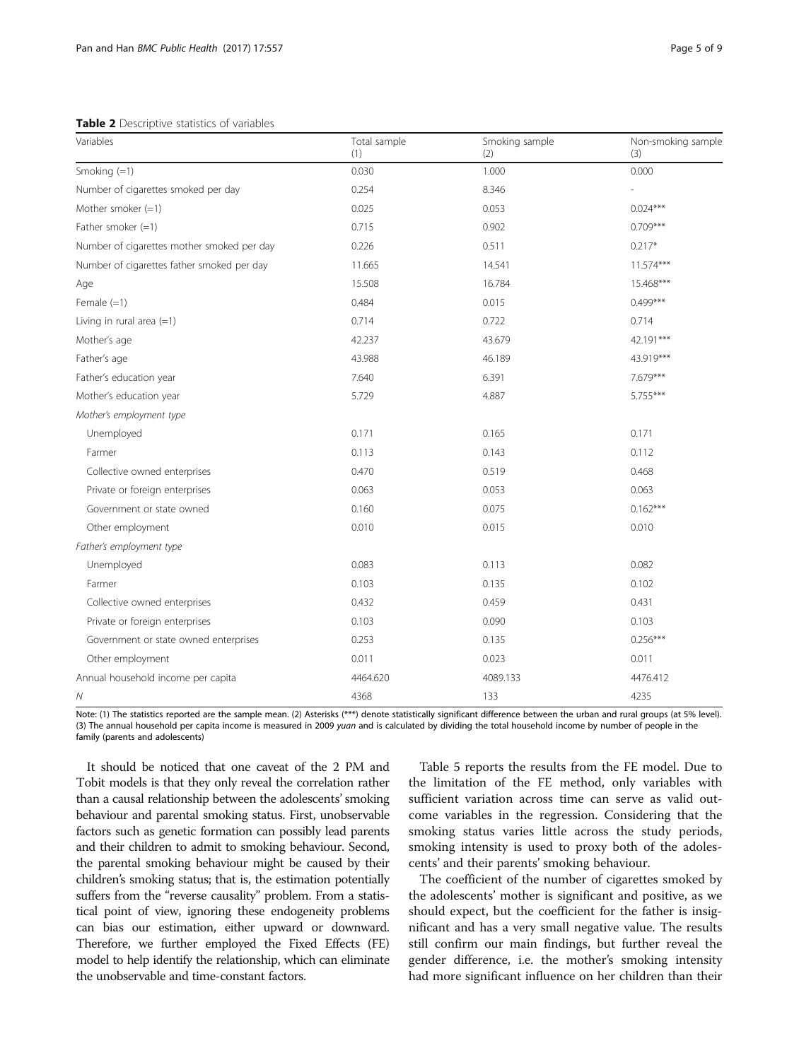**Table 2** Descriptive statistics of variables

| Variables | Total sample (1) | Smoking sample (2) | Non-smoking sample (3) |
|---|---|---|---|
| Smoking (=1) | 0.030 | 1.000 | 0.000 |
| Number of cigarettes smoked per day | 0.254 | 8.346 | - |
| Mother smoker (=1) | 0.025 | 0.053 | 0.024*** |
| Father smoker (=1) | 0.715 | 0.902 | 0.709*** |
| Number of cigarettes mother smoked per day | 0.226 | 0.511 | 0.217* |
| Number of cigarettes father smoked per day | 11.665 | 14.541 | 11.574*** |
| Age | 15.508 | 16.784 | 15.468*** |
| Female (=1) | 0.484 | 0.015 | 0.499*** |
| Living in rural area (=1) | 0.714 | 0.722 | 0.714 |
| Mother's age | 42.237 | 43.679 | 42.191*** |
| Father's age | 43.988 | 46.189 | 43.919*** |
| Father's education year | 7.640 | 6.391 | 7.679*** |
| Mother's education year | 5.729 | 4.887 | 5.755*** |
| *Mother's employment type* | | | |
| Unemployed | 0.171 | 0.165 | 0.171 |
| Farmer | 0.113 | 0.143 | 0.112 |
| Collective owned enterprises | 0.470 | 0.519 | 0.468 |
| Private or foreign enterprises | 0.063 | 0.053 | 0.063 |
| Government or state owned | 0.160 | 0.075 | 0.162*** |
| Other employment | 0.010 | 0.015 | 0.010 |
| *Father's employment type* | | | |
| Unemployed | 0.083 | 0.113 | 0.082 |
| Farmer | 0.103 | 0.135 | 0.102 |
| Collective owned enterprises | 0.432 | 0.459 | 0.431 |
| Private or foreign enterprises | 0.103 | 0.090 | 0.103 |
| Government or state owned enterprises | 0.253 | 0.135 | 0.256*** |
| Other employment | 0.011 | 0.023 | 0.011 |
| Annual household income per capita | 4464.620 | 4089.133 | 4476.412 |
| *N* | 4368 | 133 | 4235 |

Note: (1) The statistics reported are the sample mean. (2) Asterisks (***) denote statistically significant difference between the urban and rural groups (at 5% level). (3) The annual household per capita income is measured in 2009 *yuan* and is calculated by dividing the total household income by number of people in the family (parents and adolescents)

It should be noticed that one caveat of the 2 PM and Tobit models is that they only reveal the correlation rather than a causal relationship between the adolescents' smoking behaviour and parental smoking status. First, unobservable factors such as genetic formation can possibly lead parents and their children to admit to smoking behaviour. Second, the parental smoking behaviour might be caused by their children's smoking status; that is, the estimation potentially suffers from the "reverse causality" problem. From a statistical point of view, ignoring these endogeneity problems can bias our estimation, either upward or downward. Therefore, we further employed the Fixed Effects (FE) model to help identify the relationship, which can eliminate the unobservable and time-constant factors.

Table 5 reports the results from the FE model. Due to the limitation of the FE method, only variables with sufficient variation across time can serve as valid outcome variables in the regression. Considering that the smoking status varies little across the study periods, smoking intensity is used to proxy both of the adolescents' and their parents' smoking behaviour.

The coefficient of the number of cigarettes smoked by the adolescents' mother is significant and positive, as we should expect, but the coefficient for the father is insignificant and has a very small negative value. The results still confirm our main findings, but further reveal the gender difference, i.e. the mother's smoking intensity had more significant influence on her children than their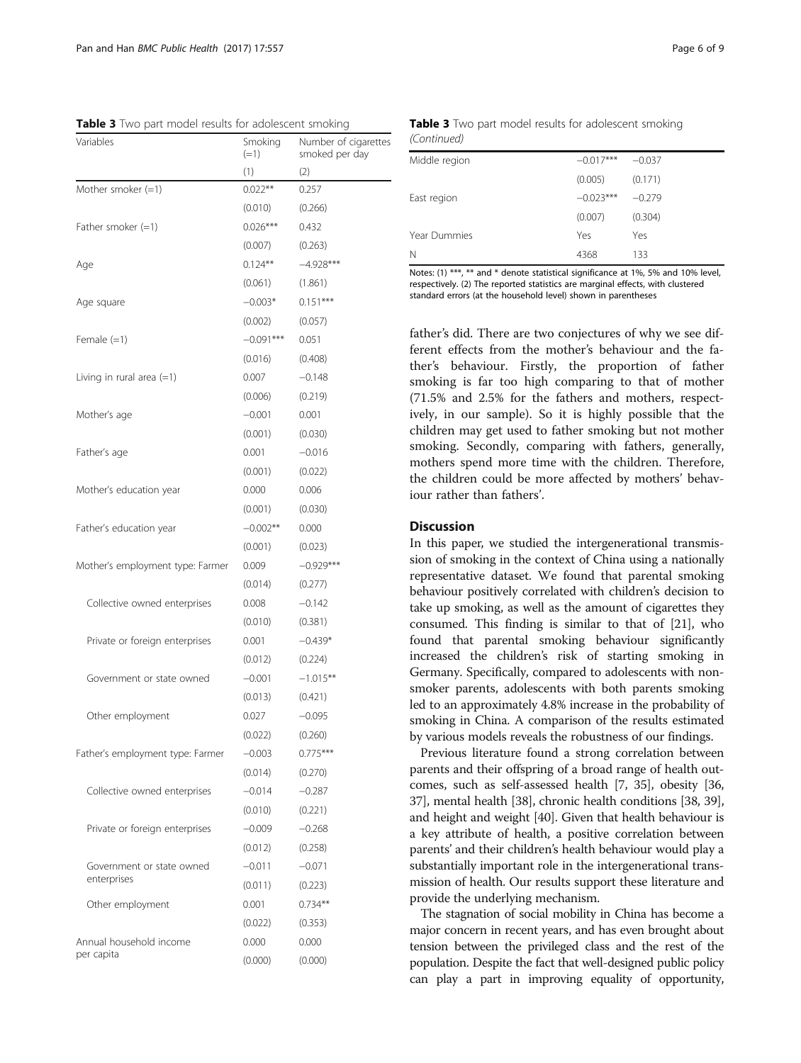**Table 3** Two part model results for adolescent smoking

| Variables | Smoking (=1) | Number of cigarettes smoked per day |
|---|---|---|
| | (1) | (2) |
| Mother smoker (=1) | 0.022** | 0.257 |
| | (0.010) | (0.266) |
| Father smoker (=1) | 0.026*** | 0.432 |
| | (0.007) | (0.263) |
| Age | 0.124** | −4.928*** |
| | (0.061) | (1.861) |
| Age square | −0.003* | 0.151*** |
| | (0.002) | (0.057) |
| Female (=1) | −0.091*** | 0.051 |
| | (0.016) | (0.408) |
| Living in rural area (=1) | 0.007 | −0.148 |
| | (0.006) | (0.219) |
| Mother's age | −0.001 | 0.001 |
| | (0.001) | (0.030) |
| Father's age | 0.001 | −0.016 |
| | (0.001) | (0.022) |
| Mother's education year | 0.000 | 0.006 |
| | (0.001) | (0.030) |
| Father's education year | −0.002** | 0.000 |
| | (0.001) | (0.023) |
| Mother's employment type: Farmer | 0.009 | −0.929*** |
| | (0.014) | (0.277) |
| Collective owned enterprises | 0.008 | −0.142 |
| | (0.010) | (0.381) |
| Private or foreign enterprises | 0.001 | −0.439* |
| | (0.012) | (0.224) |
| Government or state owned | −0.001 | −1.015** |
| | (0.013) | (0.421) |
| Other employment | 0.027 | −0.095 |
| | (0.022) | (0.260) |
| Father's employment type: Farmer | −0.003 | 0.775*** |
| | (0.014) | (0.270) |
| Collective owned enterprises | −0.014 | −0.287 |
| | (0.010) | (0.221) |
| Private or foreign enterprises | −0.009 | −0.268 |
| | (0.012) | (0.258) |
| Government or state owned enterprises | −0.011 | −0.071 |
| | (0.011) | (0.223) |
| Other employment | 0.001 | 0.734** |
| | (0.022) | (0.353) |
| Annual household income per capita | 0.000 | 0.000 |
| | (0.000) | (0.000) |
| Middle region | −0.017*** | −0.037 |
| | (0.005) | (0.171) |
| East region | −0.023*** | −0.279 |
| | (0.007) | (0.304) |
| Year Dummies | Yes | Yes |
| N | 4368 | 133 |

Notes: (1) ***, ** and * denote statistical significance at 1%, 5% and 10% level, respectively. (2) The reported statistics are marginal effects, with clustered standard errors (at the household level) shown in parentheses

father's did. There are two conjectures of why we see different effects from the mother's behaviour and the father's behaviour. Firstly, the proportion of father smoking is far too high comparing to that of mother (71.5% and 2.5% for the fathers and mothers, respectively, in our sample). So it is highly possible that the children may get used to father smoking but not mother smoking. Secondly, comparing with fathers, generally, mothers spend more time with the children. Therefore, the children could be more affected by mothers' behaviour rather than fathers'.

## Discussion

In this paper, we studied the intergenerational transmission of smoking in the context of China using a nationally representative dataset. We found that parental smoking behaviour positively correlated with children's decision to take up smoking, as well as the amount of cigarettes they consumed. This finding is similar to that of [21], who found that parental smoking behaviour significantly increased the children's risk of starting smoking in Germany. Specifically, compared to adolescents with non-smoker parents, adolescents with both parents smoking led to an approximately 4.8% increase in the probability of smoking in China. A comparison of the results estimated by various models reveals the robustness of our findings.

Previous literature found a strong correlation between parents and their offspring of a broad range of health outcomes, such as self-assessed health [7, 35], obesity [36, 37], mental health [38], chronic health conditions [38, 39], and height and weight [40]. Given that health behaviour is a key attribute of health, a positive correlation between parents' and their children's health behaviour would play a substantially important role in the intergenerational transmission of health. Our results support these literature and provide the underlying mechanism.

The stagnation of social mobility in China has become a major concern in recent years, and has even brought about tension between the privileged class and the rest of the population. Despite the fact that well-designed public policy can play a part in improving equality of opportunity,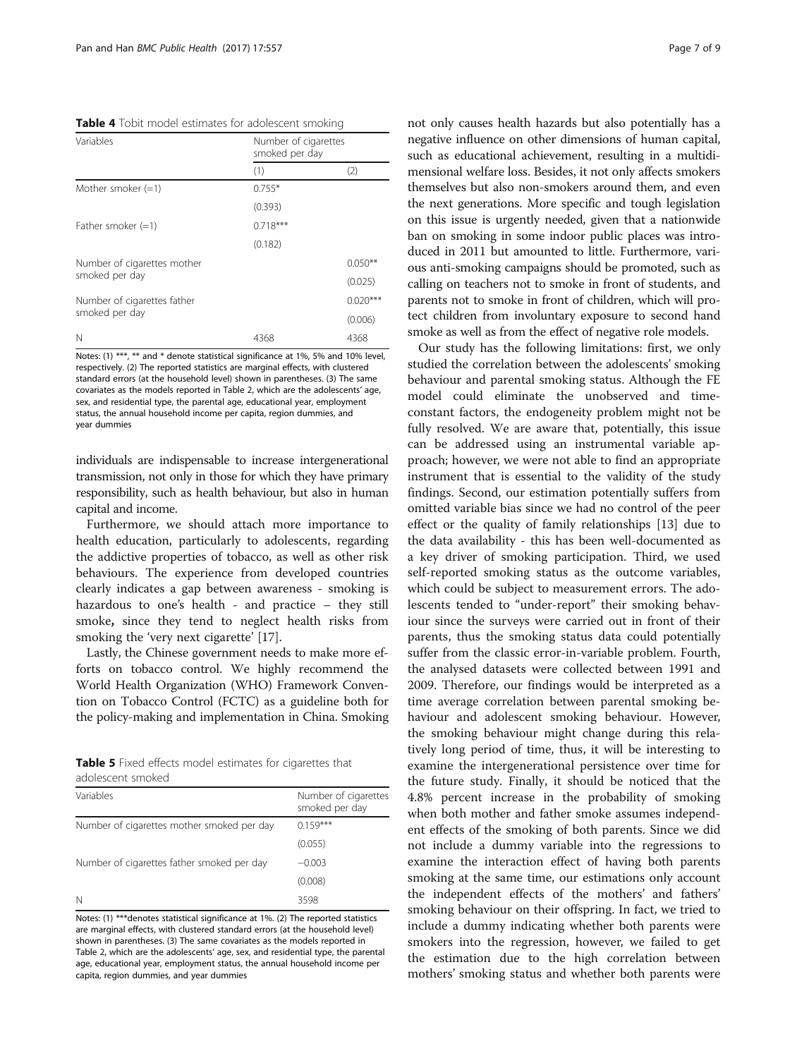**Table 4** Tobit model estimates for adolescent smoking

| Variables | Number of cigarettes smoked per day | |
|---|---|---|
| | (1) | (2) |
| Mother smoker (=1) | 0.755* | |
| | (0.393) | |
| Father smoker (=1) | 0.718*** | |
| | (0.182) | |
| Number of cigarettes mother smoked per day | | 0.050** |
| | | (0.025) |
| Number of cigarettes father smoked per day | | 0.020*** |
| | | (0.006) |
| N | 4368 | 4368 |

Notes: (1) ***, ** and * denote statistical significance at 1%, 5% and 10% level, respectively. (2) The reported statistics are marginal effects, with clustered standard errors (at the household level) shown in parentheses. (3) The same covariates as the models reported in Table 2, which are the adolescents' age, sex, and residential type, the parental age, educational year, employment status, the annual household income per capita, region dummies, and year dummies

individuals are indispensable to increase intergenerational transmission, not only in those for which they have primary responsibility, such as health behaviour, but also in human capital and income.

Furthermore, we should attach more importance to health education, particularly to adolescents, regarding the addictive properties of tobacco, as well as other risk behaviours. The experience from developed countries clearly indicates a gap between awareness - smoking is hazardous to one's health - and practice – they still smoke**,** since they tend to neglect health risks from smoking the 'very next cigarette' [17].

Lastly, the Chinese government needs to make more efforts on tobacco control. We highly recommend the World Health Organization (WHO) Framework Convention on Tobacco Control (FCTC) as a guideline both for the policy-making and implementation in China. Smoking not only causes health hazards but also potentially has a negative influence on other dimensions of human capital, such as educational achievement, resulting in a multidimensional welfare loss. Besides, it not only affects smokers themselves but also non-smokers around them, and even the next generations. More specific and tough legislation on this issue is urgently needed, given that a nationwide ban on smoking in some indoor public places was introduced in 2011 but amounted to little. Furthermore, various anti-smoking campaigns should be promoted, such as calling on teachers not to smoke in front of students, and parents not to smoke in front of children, which will protect children from involuntary exposure to second hand smoke as well as from the effect of negative role models.

**Table 5** Fixed effects model estimates for cigarettes that adolescent smoked

| Variables | Number of cigarettes smoked per day |
|---|---|
| Number of cigarettes mother smoked per day | 0.159*** |
| | (0.055) |
| Number of cigarettes father smoked per day | −0.003 |
| | (0.008) |
| N | 3598 |

Notes: (1) ***denotes statistical significance at 1%. (2) The reported statistics are marginal effects, with clustered standard errors (at the household level) shown in parentheses. (3) The same covariates as the models reported in Table 2, which are the adolescents' age, sex, and residential type, the parental age, educational year, employment status, the annual household income per capita, region dummies, and year dummies

Our study has the following limitations: first, we only studied the correlation between the adolescents' smoking behaviour and parental smoking status. Although the FE model could eliminate the unobserved and time-constant factors, the endogeneity problem might not be fully resolved. We are aware that, potentially, this issue can be addressed using an instrumental variable approach; however, we were not able to find an appropriate instrument that is essential to the validity of the study findings. Second, our estimation potentially suffers from omitted variable bias since we had no control of the peer effect or the quality of family relationships [13] due to the data availability - this has been well-documented as a key driver of smoking participation. Third, we used self-reported smoking status as the outcome variables, which could be subject to measurement errors. The adolescents tended to "under-report" their smoking behaviour since the surveys were carried out in front of their parents, thus the smoking status data could potentially suffer from the classic error-in-variable problem. Fourth, the analysed datasets were collected between 1991 and 2009. Therefore, our findings would be interpreted as a time average correlation between parental smoking behaviour and adolescent smoking behaviour. However, the smoking behaviour might change during this relatively long period of time, thus, it will be interesting to examine the intergenerational persistence over time for the future study. Finally, it should be noticed that the 4.8% percent increase in the probability of smoking when both mother and father smoke assumes independent effects of the smoking of both parents. Since we did not include a dummy variable into the regressions to examine the interaction effect of having both parents smoking at the same time, our estimations only account the independent effects of the mothers' and fathers' smoking behaviour on their offspring. In fact, we tried to include a dummy indicating whether both parents were smokers into the regression, however, we failed to get the estimation due to the high correlation between mothers' smoking status and whether both parents were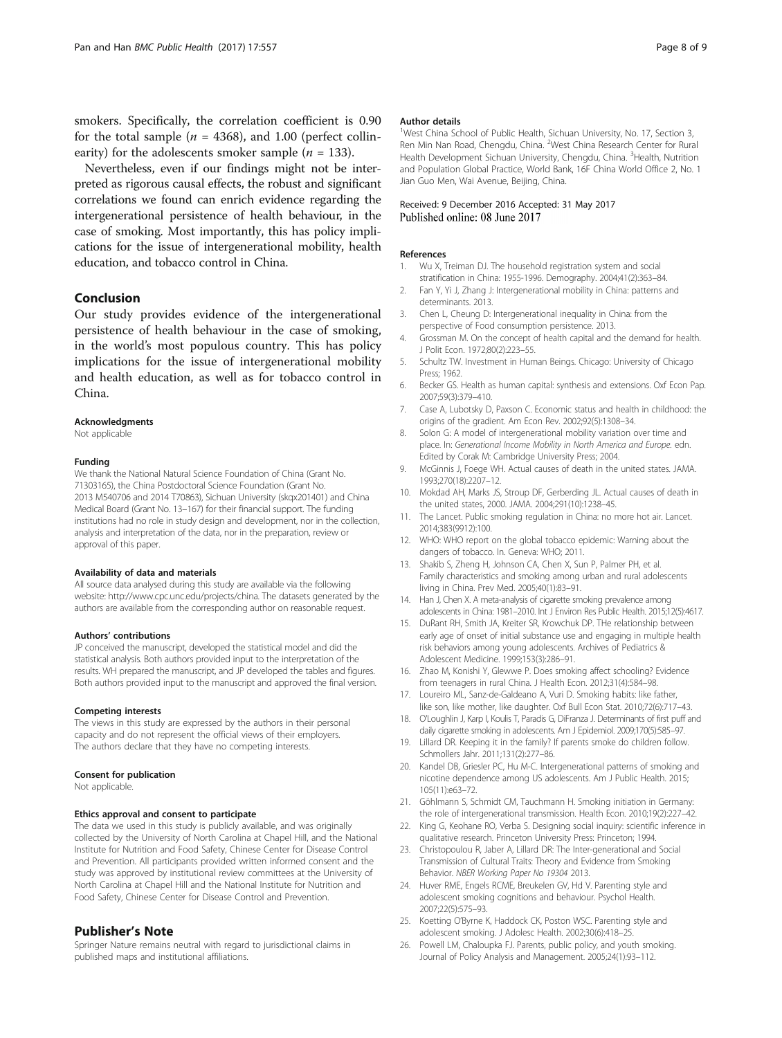smokers. Specifically, the correlation coefficient is 0.90 for the total sample ($n$ = 4368), and 1.00 (perfect collinearity) for the adolescents smoker sample ($n$ = 133).

Nevertheless, even if our findings might not be interpreted as rigorous causal effects, the robust and significant correlations we found can enrich evidence regarding the intergenerational persistence of health behaviour, in the case of smoking. Most importantly, this has policy implications for the issue of intergenerational mobility, health education, and tobacco control in China.

## Conclusion

Our study provides evidence of the intergenerational persistence of health behaviour in the case of smoking, in the world's most populous country. This has policy implications for the issue of intergenerational mobility and health education, as well as for tobacco control in China.

#### Acknowledgments

Not applicable

#### Funding

We thank the National Natural Science Foundation of China (Grant No. 71303165), the China Postdoctoral Science Foundation (Grant No. 2013 M540706 and 2014 T70863), Sichuan University (skqx201401) and China Medical Board (Grant No. 13–167) for their financial support. The funding institutions had no role in study design and development, nor in the collection, analysis and interpretation of the data, nor in the preparation, review or approval of this paper.

#### Availability of data and materials

All source data analysed during this study are available via the following website: http://www.cpc.unc.edu/projects/china. The datasets generated by the authors are available from the corresponding author on reasonable request.

#### Authors' contributions

JP conceived the manuscript, developed the statistical model and did the statistical analysis. Both authors provided input to the interpretation of the results. WH prepared the manuscript, and JP developed the tables and figures. Both authors provided input to the manuscript and approved the final version.

#### Competing interests

The views in this study are expressed by the authors in their personal capacity and do not represent the official views of their employers. The authors declare that they have no competing interests.

#### Consent for publication

Not applicable.

#### Ethics approval and consent to participate

The data we used in this study is publicly available, and was originally collected by the University of North Carolina at Chapel Hill, and the National Institute for Nutrition and Food Safety, Chinese Center for Disease Control and Prevention. All participants provided written informed consent and the study was approved by institutional review committees at the University of North Carolina at Chapel Hill and the National Institute for Nutrition and Food Safety, Chinese Center for Disease Control and Prevention.

## Publisher's Note

Springer Nature remains neutral with regard to jurisdictional claims in published maps and institutional affiliations.

#### Author details

[1]West China School of Public Health, Sichuan University, No. 17, Section 3, Ren Min Nan Road, Chengdu, China. [2]West China Research Center for Rural Health Development Sichuan University, Chengdu, China. [3]Health, Nutrition and Population Global Practice, World Bank, 16F China World Office 2, No. 1 Jian Guo Men, Wai Avenue, Beijing, China.

Received: 9 December 2016 Accepted: 31 May 2017
Published online: 08 June 2017

#### References

1. Wu X, Treiman DJ. The household registration system and social stratification in China: 1955-1996. Demography. 2004;41(2):363–84.
2. Fan Y, Yi J, Zhang J: Intergenerational mobility in China: patterns and determinants. 2013.
3. Chen L, Cheung D: Intergenerational inequality in China: from the perspective of Food consumption persistence. 2013.
4. Grossman M. On the concept of health capital and the demand for health. J Polit Econ. 1972;80(2):223–55.
5. Schultz TW. Investment in Human Beings. Chicago: University of Chicago Press; 1962.
6. Becker GS. Health as human capital: synthesis and extensions. Oxf Econ Pap. 2007;59(3):379–410.
7. Case A, Lubotsky D, Paxson C. Economic status and health in childhood: the origins of the gradient. Am Econ Rev. 2002;92(5):1308–34.
8. Solon G: A model of intergenerational mobility variation over time and place. In: *Generational Income Mobility in North America and Europe.* edn. Edited by Corak M: Cambridge University Press; 2004.
9. McGinnis J, Foege WH. Actual causes of death in the united states. JAMA. 1993;270(18):2207–12.
10. Mokdad AH, Marks JS, Stroup DF, Gerberding JL. Actual causes of death in the united states, 2000. JAMA. 2004;291(10):1238–45.
11. The Lancet. Public smoking regulation in China: no more hot air. Lancet. 2014;383(9912):100.
12. WHO: WHO report on the global tobacco epidemic: Warning about the dangers of tobacco. In. Geneva: WHO; 2011.
13. Shakib S, Zheng H, Johnson CA, Chen X, Sun P, Palmer PH, et al. Family characteristics and smoking among urban and rural adolescents living in China. Prev Med. 2005;40(1):83–91.
14. Han J, Chen X. A meta-analysis of cigarette smoking prevalence among adolescents in China: 1981–2010. Int J Environ Res Public Health. 2015;12(5):4617.
15. DuRant RH, Smith JA, Kreiter SR, Krowchuk DP. THe relationship between early age of onset of initial substance use and engaging in multiple health risk behaviors among young adolescents. Archives of Pediatrics & Adolescent Medicine. 1999;153(3):286–91.
16. Zhao M, Konishi Y, Glewwe P. Does smoking affect schooling? Evidence from teenagers in rural China. J Health Econ. 2012;31(4):584–98.
17. Loureiro ML, Sanz-de-Galdeano A, Vuri D. Smoking habits: like father, like son, like mother, like daughter. Oxf Bull Econ Stat. 2010;72(6):717–43.
18. O'Loughlin J, Karp I, Koulis T, Paradis G, DiFranza J. Determinants of first puff and daily cigarette smoking in adolescents. Am J Epidemiol. 2009;170(5):585–97.
19. Lillard DR. Keeping it in the family? If parents smoke do children follow. Schmollers Jahr. 2011;131(2):277–86.
20. Kandel DB, Griesler PC, Hu M-C. Intergenerational patterns of smoking and nicotine dependence among US adolescents. Am J Public Health. 2015; 105(11):e63–72.
21. Göhlmann S, Schmidt CM, Tauchmann H. Smoking initiation in Germany: the role of intergenerational transmission. Health Econ. 2010;19(2):227–42.
22. King G, Keohane RO, Verba S. Designing social inquiry: scientific inference in qualitative research. Princeton University Press: Princeton; 1994.
23. Christopoulou R, Jaber A, Lillard DR: The Inter-generational and Social Transmission of Cultural Traits: Theory and Evidence from Smoking Behavior. *NBER Working Paper No 19304* 2013.
24. Huver RME, Engels RCME, Breukelen GV, Hd V. Parenting style and adolescent smoking cognitions and behaviour. Psychol Health. 2007;22(5):575–93.
25. Koetting O'Byrne K, Haddock CK, Poston WSC. Parenting style and adolescent smoking. J Adolesc Health. 2002;30(6):418–25.
26. Powell LM, Chaloupka FJ. Parents, public policy, and youth smoking. Journal of Policy Analysis and Management. 2005;24(1):93–112.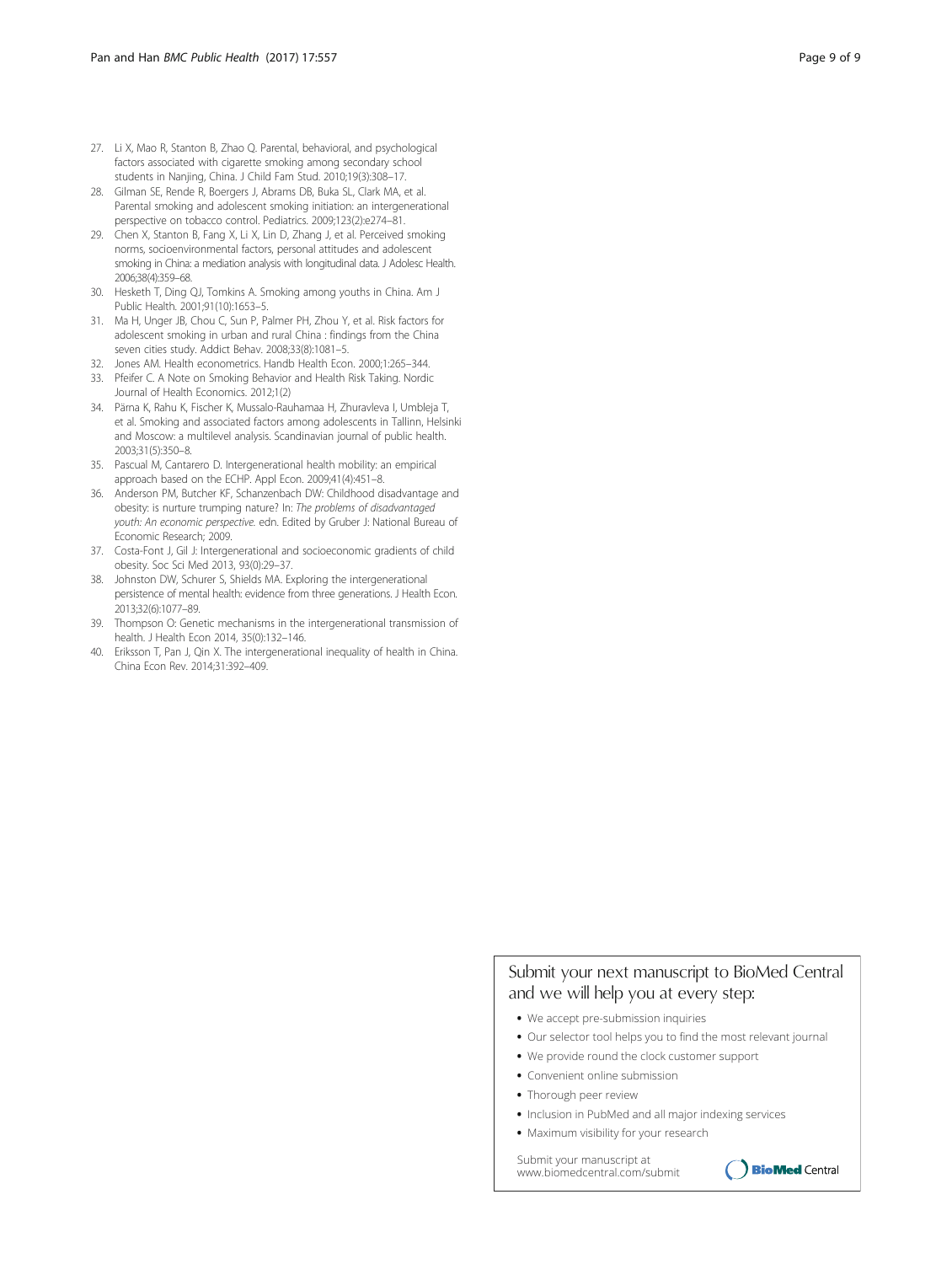27. Li X, Mao R, Stanton B, Zhao Q. Parental, behavioral, and psychological factors associated with cigarette smoking among secondary school students in Nanjing, China. J Child Fam Stud. 2010;19(3):308–17.
28. Gilman SE, Rende R, Boergers J, Abrams DB, Buka SL, Clark MA, et al. Parental smoking and adolescent smoking initiation: an intergenerational perspective on tobacco control. Pediatrics. 2009;123(2):e274–81.
29. Chen X, Stanton B, Fang X, Li X, Lin D, Zhang J, et al. Perceived smoking norms, socioenvironmental factors, personal attitudes and adolescent smoking in China: a mediation analysis with longitudinal data. J Adolesc Health. 2006;38(4):359–68.
30. Hesketh T, Ding QJ, Tomkins A. Smoking among youths in China. Am J Public Health. 2001;91(10):1653–5.
31. Ma H, Unger JB, Chou C, Sun P, Palmer PH, Zhou Y, et al. Risk factors for adolescent smoking in urban and rural China : findings from the China seven cities study. Addict Behav. 2008;33(8):1081–5.
32. Jones AM. Health econometrics. Handb Health Econ. 2000;1:265–344.
33. Pfeifer C. A Note on Smoking Behavior and Health Risk Taking. Nordic Journal of Health Economics. 2012;1(2)
34. Pärna K, Rahu K, Fischer K, Mussalo-Rauhamaa H, Zhuravleva I, Umbleja T, et al. Smoking and associated factors among adolescents in Tallinn, Helsinki and Moscow: a multilevel analysis. Scandinavian journal of public health. 2003;31(5):350–8.
35. Pascual M, Cantarero D. Intergenerational health mobility: an empirical approach based on the ECHP. Appl Econ. 2009;41(4):451–8.
36. Anderson PM, Butcher KF, Schanzenbach DW: Childhood disadvantage and obesity: is nurture trumping nature? In: *The problems of disadvantaged youth: An economic perspective.* edn. Edited by Gruber J: National Bureau of Economic Research; 2009.
37. Costa-Font J, Gil J: Intergenerational and socioeconomic gradients of child obesity. Soc Sci Med 2013, 93(0):29–37.
38. Johnston DW, Schurer S, Shields MA. Exploring the intergenerational persistence of mental health: evidence from three generations. J Health Econ. 2013;32(6):1077–89.
39. Thompson O: Genetic mechanisms in the intergenerational transmission of health. J Health Econ 2014, 35(0):132–146.
40. Eriksson T, Pan J, Qin X. The intergenerational inequality of health in China. China Econ Rev. 2014;31:392–409.

Submit your next manuscript to BioMed Central and we will help you at every step:

- We accept pre-submission inquiries
- Our selector tool helps you to find the most relevant journal
- We provide round the clock customer support
- Convenient online submission
- Thorough peer review
- Inclusion in PubMed and all major indexing services
- Maximum visibility for your research

Submit your manuscript at www.biomedcentral.com/submit

BioMed Central